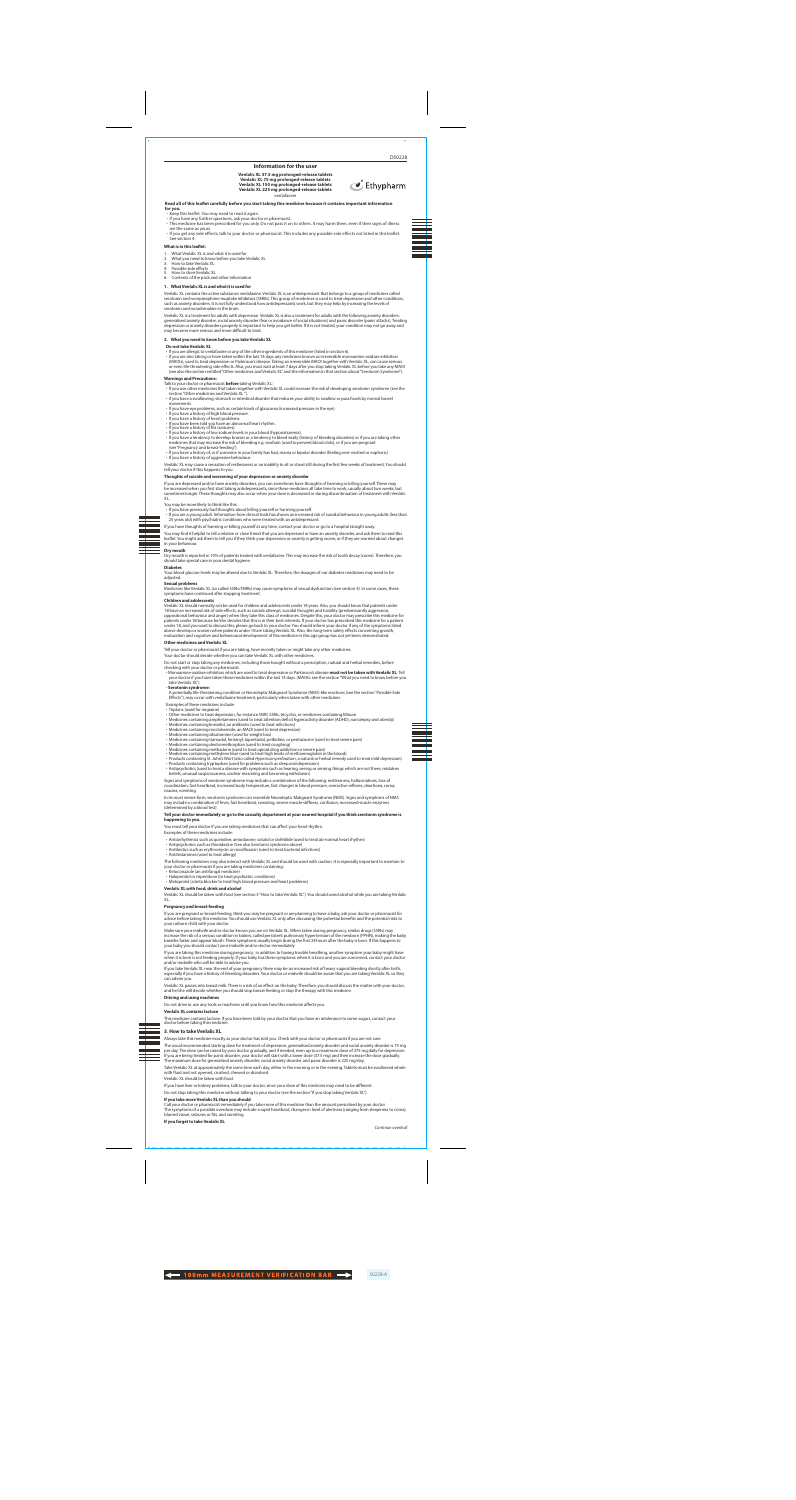# Information for the user

**Venlablu XL 37.5 mg prolonged-release tablets**
**Venlablu XL 75 mg prolonged-release tablets**
**Venlablu XL 150 mg prolonged-release tablets**
**Venlablu XL 225 mg prolonged-release tablets**
venlafaxine

**Read all of this leaflet carefully before you start taking this medicine because it contains important information for you.**

- Keep this leaflet. You may need to read it again.
- If you have any further questions, ask your doctor or pharmacist.
- This medicine has been prescribed for you only. Do not pass it on to others. It may harm them, even if their signs of illness are the same as yours.
- If you get any side effects, talk to your doctor or pharmacist. This includes any possible side effects not listed in this leaflet. See section 4.

**What is in this leaflet:**

1. What Venlablu XL is and what it is used for
2. What you need to know before you take Venlablu XL
3. How to take Venlablu XL
4. Possible side effects
5. How to store Venlablu XL
6. Contents of the pack and other information

## 1. What Venlablu XL is and what it is used for

Venlablu XL contains the active substance venlafaxine. Venlablu XL is an antidepressant that belongs to a group of medicines called serotonin and norepinephrine reuptake inhibitors (SNRIs). This group of medicines is used to treat depression and other conditions, such as anxiety disorders. It is not fully understood how antidepressants work, but they may help by increasing the levels of serotonin and noradrenaline in the brain.

Venlablu XL is a treatment for adults with depression. Venlablu XL is also a treatment for adults with the following anxiety disorders: generalised anxiety disorder, social anxiety disorder (fear or avoidance of social situations) and panic disorder (panic attacks). Treating depression or anxiety disorders properly is important to help you get better. If it is not treated, your condition may not go away and may become more serious and more difficult to treat.

## 2. What you need to know before you take Venlablu XL

**Do not take Venlablu XL**

- If you are allergic to venlafaxine or any of the other ingredients of this medicine (listed in section 6).
- If you are also taking or have taken within the last 14 days any medicines known as irreversible monoamine oxidase inhibitors (MAOIs), used to treat depression or Parkinson's disease. Taking an irreversible MAOI together with Venlablu XL, can cause serious or even life-threatening side effects. Also, you must wait at least 7 days after you stop taking Venlablu XL before you take any MAOI (see also the section entitled "Other medicines and Venlablu XL" and the information in that section about "Serotonin Syndrome").

**Warnings and Precautions**

Talk to your doctor or pharmacist **before** taking Venlablu XL.

- If you use other medicines that taken together with Venlablu XL could increase the risk of developing serotonin syndrome (see the section "Other medicines and Venlablu XL").
- If you have a swallowing, stomach or intestinal disorder that reduces your ability to swallow or pass foods by normal bowel movement.
- If you have eye problems, such as certain kinds of glaucoma (increased pressure in the eye).
- If you have a history of high blood pressure.
- If you have a history of heart problems.
- If you have been told you have an abnormal heart rhythm.
- If you have a history of fits (seizures).
- If you have a history of low sodium levels in your blood (hyponatraemia).
- If you have a tendency to develop bruises or a tendency to bleed easily (history of bleeding disorders) or if you are taking other medicines that may increase the risk of bleeding e.g. warfarin (used to prevent blood clots), or if you are pregnant (see "Pregnancy and breast-feeding").
- If you have a history of, or if someone in your family has had, mania or bipolar disorder (feeling over-excited or euphoric).
- If you have a history of aggressive behaviour.

Venlablu XL may cause a sensation of restlessness or an inability to sit or stand still during the first few weeks of treatment. You should tell your doctor if this happens to you.

**Thoughts of suicide and worsening of your depression or anxiety disorder**

If you are depressed and/or have anxiety disorders, you can sometimes have thoughts of harming or killing yourself. These may be increased when you first start taking antidepressants, since these medicines all take time to work, usually about two weeks, but sometimes longer. These thoughts may also occur when your dose is decreased or during discontinuation of treatment with Venlablu XL.

You may be more likely to think like this:

- If you have previously had thoughts about killing yourself or harming yourself.
- If you are a young adult. Information from clinical trials has shown an increased risk of suicidal behaviour in young adults (less than 25 years old) with psychiatric conditions who were treated with an antidepressant.

If you have thoughts of harming or killing yourself at any time, contact your doctor or go to a hospital straight away.

You may find it helpful to tell a relative or close friend that you are depressed or have an anxiety disorder, and ask them to read this leaflet. You might ask them to tell you if they think your depression or anxiety is getting worse, or if they are worried about changes in your behaviour.

**Dry mouth**

Dry mouth is reported in 10% of patients treated with venlafaxine. This may increase the risk of tooth decay (caries). Therefore, you should take special care in your dental hygiene.

**Diabetes**

Your blood glucose levels may be altered due to Venlablu XL. Therefore, the dosages of our diabetes medicines may need to be adjusted.

**Sexual problems**

Medicines like Venlablu XL (so called SSRIs/SNRIs) may cause symptoms of sexual dysfunction (see section 4). In some cases, these symptoms have continued after stopping treatment.

**Children and adolescents**

Venlablu XL should normally not be used for children and adolescents under 18 years. Also, you should know that patients under 18 have an increased risk of side-effects, such as suicide attempt, suicidal thoughts and hostility (predominantly aggression, oppositional behaviour and anger) when they take this class of medicines. Despite this, your doctor may prescribe this medicine for patients under 18 because he/she decides that this is in their best interests. If your doctor has prescribed this medicine for a patient under 18, and you want to discuss this, please go back to your doctor. You should inform your doctor if any of the symptoms listed above develop or worsen when patients under 18 are taking Venlablu XL. Also, the long-term safety effects concerning growth, maturation and cognitive and behavioural development of this medicine in this age group has not yet been demonstrated.

**Other medicines and Venlablu XL**

Tell your doctor or pharmacist if you are taking, have recently taken or might take any other medicines.

Your doctor should decide whether you can take Venlablu XL with other medicines.

Do not start or stop taking any medicines, including those bought without a prescription, natural and herbal remedies, before checking with your doctor or pharmacist.

- Monoamine oxidase inhibitors which are used to treat depression or Parkinson's disease **must not be taken with Venlablu XL**. Tell your doctor if you have taken these medicines within the last 14 days. (MAOIs: see the section "What you need to know before you take Venlablu XL").
- **Serotonin syndrome:**
  A potentially life-threatening condition or Neuroleptic Malignant Syndrome (NMS)-like reactions (see the section "Possible Side Effects"), may occur with venlafaxine treatment, particularly when taken with other medicines.

Examples of these medicines include:

- Triptans (used for migraine)
- Other medicines to treat depression, for instance SNRI, SSRIs, tricyclics, or medicines containing lithium
- Medicines containing amphetamines (used to treat attention deficit hyperactivity disorder (ADHD), narcolepsy and obesity)
- Medicines containing linezolid, an antibiotic (used to treat infections)
- Medicines containing moclobemide, an MAOI (used to treat depression)
- Medicines containing sibutramine (used for weight loss)
- Medicines containing tramadol, fentanyl, tapentadol, pethidine, or pentazocine (used to treat severe pain)
- Medicines containing dextromethorphan (used to treat coughing)
- Medicines containing methadone (used to treat opioid drug addiction or severe pain)
- Medicines containing methylene blue (used to treat high levels of methaemoglobin in the blood)
- Products containing St. John's Wort (also called *Hypericum perforatum*, a natural or herbal remedy used to treat mild depression)
- Products containing tryptophan (used for problems such as sleep and depression)
- Antipsychotics (used to treat a disease with symptoms such as hearing, seeing or sensing things which are not there, mistaken beliefs, unusual suspiciousness, unclear reasoning and becoming withdrawn)

Signs and symptoms of serotonin syndrome may include a combination of the following: restlessness, hallucinations, loss of coordination, fast heartbeat, increased body temperature, fast changes in blood pressure, overactive reflexes, diarrhoea, coma, nausea, vomiting.

In its most severe form, serotonin syndrome can resemble Neuroleptic Malignant Syndrome (NMS). Signs and symptoms of NMS may include a combination of fever, fast heartbeat, sweating, severe muscle stiffness, confusion, increased muscle enzymes (determined by a blood test).

**Tell your doctor immediately or go to the casualty department at your nearest hospital if you think serotonin syndrome is happening to you.**

You must tell your doctor if you are taking medicines that can affect your heart rhythm.

Examples of these medicines include:

- Antiarrhythmics such as quinidine, amiodarone, sotalol or dofetilide (used to treat abnormal heart rhythm)
- Antipsychotics such as thioridazine (See also Serotonin syndrome above)
- Antibiotics such as erythromycin or moxifloxacin (used to treat bacterial infections)
- Antihistamines (used to treat allergy)

The following medicines may also interact with Venlablu XL and should be used with caution. It is especially important to mention to your doctor or pharmacist if you are taking medicines containing:

- Ketoconazole (an antifungal medicine)
- Haloperidol or risperidone (to treat psychiatric conditions)
- Metoprolol (a beta blocker to treat high blood pressure and heart problems)

**Venlablu XL with food, drink and alcohol**

Venlablu XL should be taken with food (see section 3 "How to take Venlablu XL"). You should avoid alcohol while you are taking Venlablu XL.

**Pregnancy and breast-feeding**

If you are pregnant or breast-feeding, think you may be pregnant or are planning to have a baby, ask your doctor or pharmacist for advice before taking this medicine. You should use Venlablu XL only after discussing the potential benefits and the potential risks to your unborn child with your doctor.

Make sure your midwife and/or doctor knows you are on Venlablu XL. When taken during pregnancy, similar drugs (SSRIs) may increase the risk of a serious condition in babies, called persistent pulmonary hypertension of the newborn (PPHN), making the baby breathe faster and appear bluish. These symptoms usually begin during the first 24 hours after the baby is born. If this happens to your baby you should contact your midwife and/or doctor immediately.

If you are taking this medicine during pregnancy, in addition to having trouble breathing, another symptom your baby might have when it is born is not feeding properly. If your baby has these symptoms when it is born and you are concerned, contact your doctor and/or midwife who will be able to advise you.

If you take Venlablu XL near the end of your pregnancy there may be an increased risk of heavy vaginal bleeding shortly after birth, especially if you have a history of bleeding disorders. Your doctor or midwife should be aware that you are taking Venlablu XL so they can advise you.

Venlablu XL passes into breast milk. There is a risk of an effect on the baby. Therefore, you should discuss the matter with your doctor, and he/she will decide whether you should stop breast-feeding or stop the therapy with this medicine.

**Driving and using machines**

Do not drive or use any tools or machines until you know how this medicine affects you.

**Venlablu XL contains lactose**

This medicine contains lactose. If you have been told by your doctor that you have an intolerance to some sugars, contact your doctor before taking this medicine.

## 3. How to take Venlablu XL

Always take this medicine exactly as your doctor has told you. Check with your doctor or pharmacist if you are not sure.

The usual recommended starting dose for treatment of depression, generalised anxiety disorder and social anxiety disorder is 75 mg per day. The dose can be raised by your doctor gradually, and if needed, even up to a maximum dose of 375 mg daily for depression. If you are being treated for panic disorder, your doctor will start with a lower dose (37.5 mg) and then increase the dose gradually. The maximum dose for generalised anxiety disorder, social anxiety disorder and panic disorder is 225 mg/day.

Take Venlablu XL at approximately the same time each day, either in the morning or in the evening. Tablets must be swallowed whole with fluid and not opened, crushed, chewed or dissolved.

Venlablu XL should be taken with food.

If you have liver or kidney problems, talk to your doctor, since your dose of this medicine may need to be different.

Do not stop taking this medicine without talking to your doctor (see the section "If you stop taking Venlablu XL").

**If you take more Venlablu XL than you should**

Call your doctor or pharmacist immediately if you take more of this medicine than the amount prescribed by your doctor.

The symptoms of a possible overdose may include a rapid heartbeat, changes in level of alertness (ranging from sleepiness to coma), blurred vision, seizures or fits, and vomiting.

**If you forget to take Venlablu XL**

*Continue overleaf*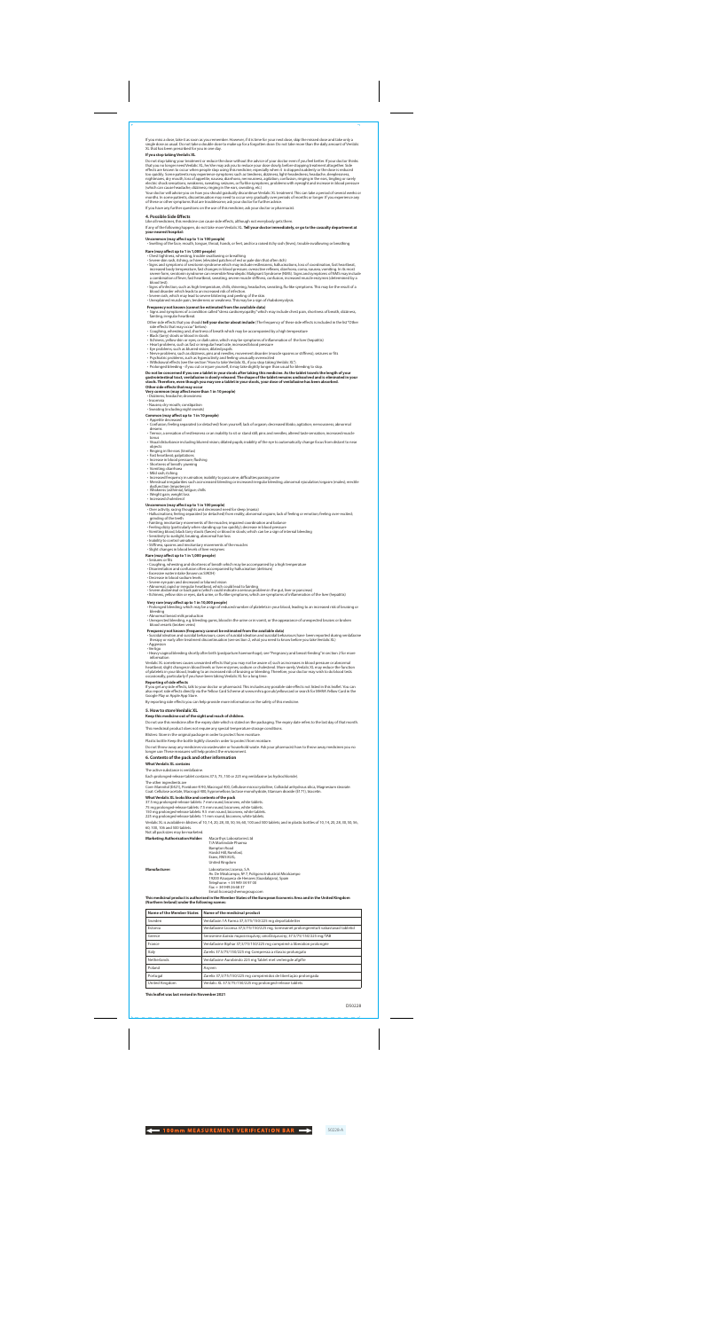If you miss a dose, take it as soon as you remember. However, if it is time for your next dose, skip the missed dose and take only a single dose as usual. Do not take a double dose to make up for a forgotten dose. Do not take more than the daily amount of Venlalic XL that has been prescribed for you in one day.

**If you stop taking Venlalic XL**

Do not stop taking your treatment or reduce the dose without the advice of your doctor even if you feel better. If your doctor thinks that you no longer need Venlalic XL, he/she may ask you to reduce your dose slowly before stopping treatment altogether. Side effects are known to occur when people stop using this medicine, especially when it is stopped suddenly or the dose is reduced too quickly. Some patients may experience symptoms such as tiredness, dizziness, light-headedness, headache, sleeplessness, nightmares, dry mouth, loss of appetite, nausea, diarrhoea, nervousness, agitation, confusion, ringing in the ears, tingling or rarely electric shock sensations, weakness, sweating, seizures, or flu-like symptoms, problems with eyesight and increase in blood pressure (which can cause headache, dizziness, ringing in the ears, sweating, etc).

Your doctor will advise you on how you should gradually discontinue Venlalic XL treatment. This can take a period of several weeks or months. In some patients, discontinuation may need to occur very gradually over periods of months or longer. If you experience any of these or other symptoms that are troublesome, ask your doctor for further advice.

If you have any further questions on the use of this medicine, ask your doctor or pharmacist.

## 4. Possible Side Effects

Like all medicines, this medicine can cause side effects, although not everybody gets them.

If any of the following happen, do not take more Venlalic XL. **Tell your doctor immediately, or go to the casualty department at your nearest hospital:**

**Uncommon (may affect up to 1 in 100 people)**
- Swelling of the face, mouth, tongue, throat, hands, or feet, and/or a raised itchy rash (hives), trouble swallowing or breathing.

**Rare (may affect up to 1 in 1,000 people)**
- Chest tightness, wheezing, trouble swallowing or breathing
- Severe skin rash, itching, or hives (elevated patches of red or pale skin that often itch)
- Signs and symptoms of serotonin syndrome which may include restlessness, hallucinations, loss of coordination, fast heartbeat, increased body temperature, fast changes in blood pressure, overactive reflexes, diarrhoea, coma, nausea, vomiting. In its most severe form, serotonin syndrome can resemble Neuroleptic Malignant Syndrome (NMS). Signs and symptoms of NMS may include a combination of fever, fast heartbeat, sweating, severe muscle stiffness, confusion, increased muscle enzymes (determined by a blood test).
- Signs of infection, such as high temperature, chills, shivering, headaches, sweating, flu-like symptoms. This may be the result of a blood disorder which leads to an increased risk of infection.
- Severe rash, which may lead to severe blistering and peeling of the skin.
- Unexplained muscle pain, tenderness or weakness. This may be a sign of rhabdomyolysis.

**Frequency not known (cannot be estimated from the available data)**
- Signs and symptoms of a condition called "stress cardiomyopathy" which may include chest pain, shortness of breath, dizziness, fainting, irregular heartbeat.

Other side effects that you should **tell your doctor about include** (The frequency of these side effects is included in the list "Other side effects that may occur" below):
- Coughing, wheezing and, shortness of breath which may be accompanied by a high temperature
- Black (tarry) stools or blood in stools
- Itchiness, yellow skin or eyes, or dark urine, which may be symptoms of inflammation of the liver (hepatitis)
- Heart problems, such as fast or irregular heart rate, increased blood pressure
- Eye problems, such as blurred vision, dilated pupils
- Nerve problems, such as dizziness, pins and needles, movement disorder (muscle spasms or stiffness), seizures or fits
- Psychiatric problems, such as hyperactivity and feeling unusually overexcited
- Withdrawal effects (see the section "How to take Venlalic XL, If you stop taking Venlalic XL").
- Prolonged bleeding – if you cut or injure yourself, it may take slightly longer than usual for bleeding to stop.

**Do not be concerned if you see a tablet in your stools after taking this medicine. As the tablet travels the length of your gastrointestinal tract, venlafaxine is slowly released. The shape of the tablet remains unchanged and is eliminated in your stools. Therefore, even though you may see a tablet in your stools, your dose of venlafaxine has been absorbed.**

**Other side effects that may occur**

**Very common (may affect more than 1 in 10 people)**
- Dizziness; headache; drowsiness
- Insomnia
- Nausea; dry mouth; constipation
- Sweating (including night sweats)

**Common (may affect up to 1 in 10 people)**
- Appetite decreased
- Confusion; feeling separated (or detached) from yourself; lack of orgasm; decreased libido; agitation; nervousness; abnormal dreams
- Tremor; a sensation of restlessness or an inability to sit or stand still; pins and needles; altered taste sensation; increased muscle tonus
- Visual disturbance including blurred vision; dilated pupils; inability of the eye to automatically change focus from distant to near objects
- Ringing in the ears (tinnitus)
- Fast heartbeat; palpitations
- Increase in blood pressure; flushing
- Shortness of breath; yawning
- Vomiting; diarrhoea
- Mild rash; itching
- Increased frequency in urination; inability to pass urine; difficulties passing urine
- Menstrual irregularities such as increased bleeding or increased irregular bleeding; abnormal ejaculation/orgasm (males); erectile dysfunction (impotence)
- Weakness (asthenia); fatigue; chills
- Weight gain; weight loss
- Increased cholesterol

**Uncommon (may affect up to 1 in 100 people)**
- Over activity, racing thoughts and decreased need for sleep (mania)
- Hallucinations; feeling separated (or detached) from reality; abnormal orgasm; lack of feeling or emotion; feeling over-excited; grinding of the teeth
- Fainting; involuntary movements of the muscles; impaired coordination and balance
- Feeling dizzy (particularly when standing up too quickly); decrease in blood pressure
- Vomiting blood, black tarry stools (faeces) or blood in stools; which can be a sign of internal bleeding
- Sensitivity to sunlight; bruising; abnormal hair loss
- Inability to control urination
- Stiffness, spasms and involuntary movements of the muscles
- Slight changes in blood levels of liver enzymes

**Rare (may affect up to 1 in 1,000 people)**
- Seizures or fits
- Coughing, wheezing and shortness of breath which may be accompanied by a high temperature
- Disorientation and confusion often accompanied by hallucination (delirium)
- Excessive water intake (known as SIADH)
- Decrease in blood sodium levels
- Severe eye pain and decreased or blurred vision
- Abnormal, rapid or irregular heartbeat, which could lead to fainting
- Severe abdominal or back pains (which could indicate a serious problem in the gut, liver or pancreas)
- Itchiness, yellow skin or eyes, dark urine, or flu-like symptoms, which are symptoms of inflammation of the liver (hepatitis)

**Very rare (may affect up to 1 in 10,000 people)**
- Prolonged bleeding, which may be a sign of reduced number of platelets in your blood, leading to an increased risk of bruising or bleeding
- Abnormal breast milk production
- Unexpected bleeding, e.g. bleeding gums, blood in the urine or in vomit, or the appearance of unexpected bruises or broken blood vessels (broken veins)

**Frequency not known (frequency cannot be estimated from the available data)**
- Suicidal ideation and suicidal behaviours; cases of suicidal ideation and suicidal behaviours have been reported during venlafaxine therapy or early after treatment discontinuation (see section 2, what you need to know before you take Venlalic XL)
- Aggression
- Vertigo
- Heavy vaginal bleeding shortly after birth (postpartum haemorrhage), see "Pregnancy and breast-feeding" in section 2 for more information

Venlalic XL sometimes causes unwanted effects that you may not be aware of, such as increases in blood pressure or abnormal heartbeat; slight changes in blood levels or liver enzymes, sodium or cholesterol. More rarely, Venlalic XL may reduce the function of platelets in your blood, leading to an increased risk of bruising or bleeding. Therefore, your doctor may wish to do blood tests occasionally, particularly if you have been taking Venlalic XL for a long time.

**Reporting of side effects**

If you get any side effects, talk to your doctor or pharmacist. This includes any possible side effects not listed in this leaflet. You can also report side effects directly via the Yellow Card Scheme at www.mhra.gov.uk/yellowcard or search for MHRA Yellow Card in the Google Play or Apple App Store.

By reporting side effects you can help provide more information on the safety of this medicine.

## 5. How to store Venlalic XL

**Keep this medicine out of the sight and reach of children.**

Do not use this medicine after the expiry date which is stated on the packaging. The expiry date refers to the last day of that month.

This medicinal product does not require any special temperature storage conditions.

Blisters: Store in the original package in order to protect from moisture.

Plastic bottle: Keep the bottle tightly closed in order to protect from moisture.

Do not throw away any medicines via wastewater or household waste. Ask your pharmacist how to throw away medicines you no longer use. These measures will help protect the environment.

## 6. Contents of the pack and other information

**What Venlalic XL contains**

The active substance is venlafaxine.

Each prolonged-release tablet contains 37.5, 75, 150 or 225 mg venlafaxine (as hydrochloride).

The other ingredients are:

Core: Mannitol (E421), Povidone K-90, Macrogol 400, Cellulose microcrystalline, Colloidal anhydrous silica, Magnesium stearate.
Coat: Cellulose acetate, Macrogol 400, Hypromellose, lactose monohydrate, titanium dioxide (E171), triacetin.

**What Venlalic XL looks like and contents of the pack**

37.5 mg prolonged-release tablets: 7 mm round, biconvex, white tablets.
75 mg prolonged-release tablets: 7.5 mm round, biconvex, white tablets.
150 mg prolonged-release tablets: 9.5 mm round, biconvex, white tablets.
225 mg prolonged-release tablets: 11 mm round, biconvex, white tablets.

Venlalic XL is available in blisters of 10, 14, 20, 28, 30, 50, 56, 60, 100 and 500 tablets; and in plastic bottles of 10, 14, 20, 28, 30, 50, 56, 60, 100, 100 and 500 tablets.

Not all pack sizes may be marketed.

**Marketing Authorisation Holder**
Macarthys Laboratories Ltd
T/A Martindale Pharma
Bampton Road
Harold Hill, Romford
Essex, RM3 8UG
United Kingdom

**Manufacturer**
Laboratorios Liconsa, S.A.
Av. De Miralcampo, Nº 7, Polígono Industrial Miralcampo
19200 Azuqueca de Henares (Guadalajara), Spain
Telephone: + 34 949 34 97 00
Fax: + 34 949 26 68 37
Email: liconsa@chemogroup.com

**This medicinal product is authorised in the Member States of the European Economic Area and in the United Kingdom (Northern Ireland) under the following names:**

| Name of the Member States | Name of the medicinal product |
|---|---|
| Sweden | Venlafaxin 1A Farma 37,5/75/150/225 mg depottabletter |
| Estonia | Venlafaxine Liconsa 37.5/75/150/225 mg, toimeainet prolongeeritult vabastavad tabletid |
| Greece | Venorme δισκία παρατεταμένης αποδέσμευσης 37.5/75/150/225 mg/TAB |
| France | Venlafaxine Biofar 37,5/75/150/225 mg comprimés à libération prolongée |
| Italy | Zarelis 37.5/75/150/225 mg Compressa a rilascio prolungato |
| Netherlands | Venlafaxine Aurobindo 225 mg Tablet met verlengde afgifte |
| Poland | Argven |
| Portugal | Zarelis 37,5/75/150/225 mg comprimidos de libertação prolongada |
| United Kingdom | Venlalic XL 37.5/75/150/225 mg prolonged-release tablets |

**This leaflet was last revised in November 2021**

D50228

100mm MEASUREMENT VERIFICATION BAR

50228-A